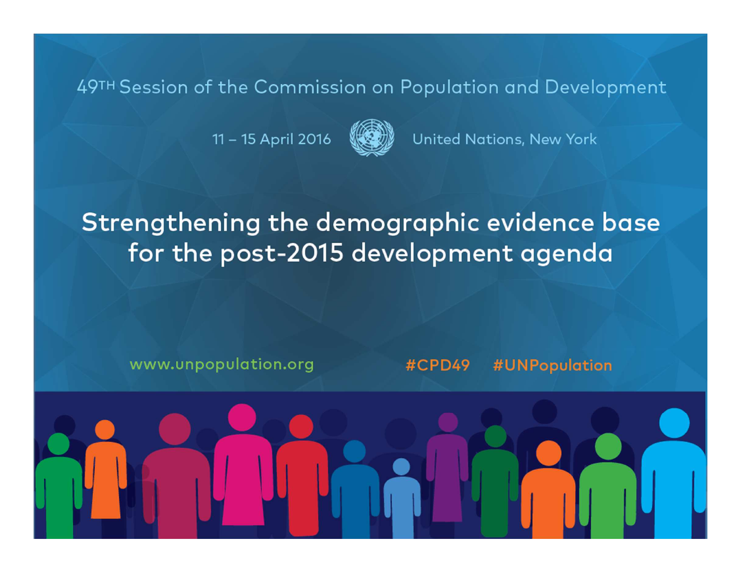49TH Session of the Commission on Population and Development

11 – 15 April 2016 United Nations, New York

# Strengthening the demographic evidence base for the post-2015 development agenda

www.unpopulation.org #CPD49 #UNPopulation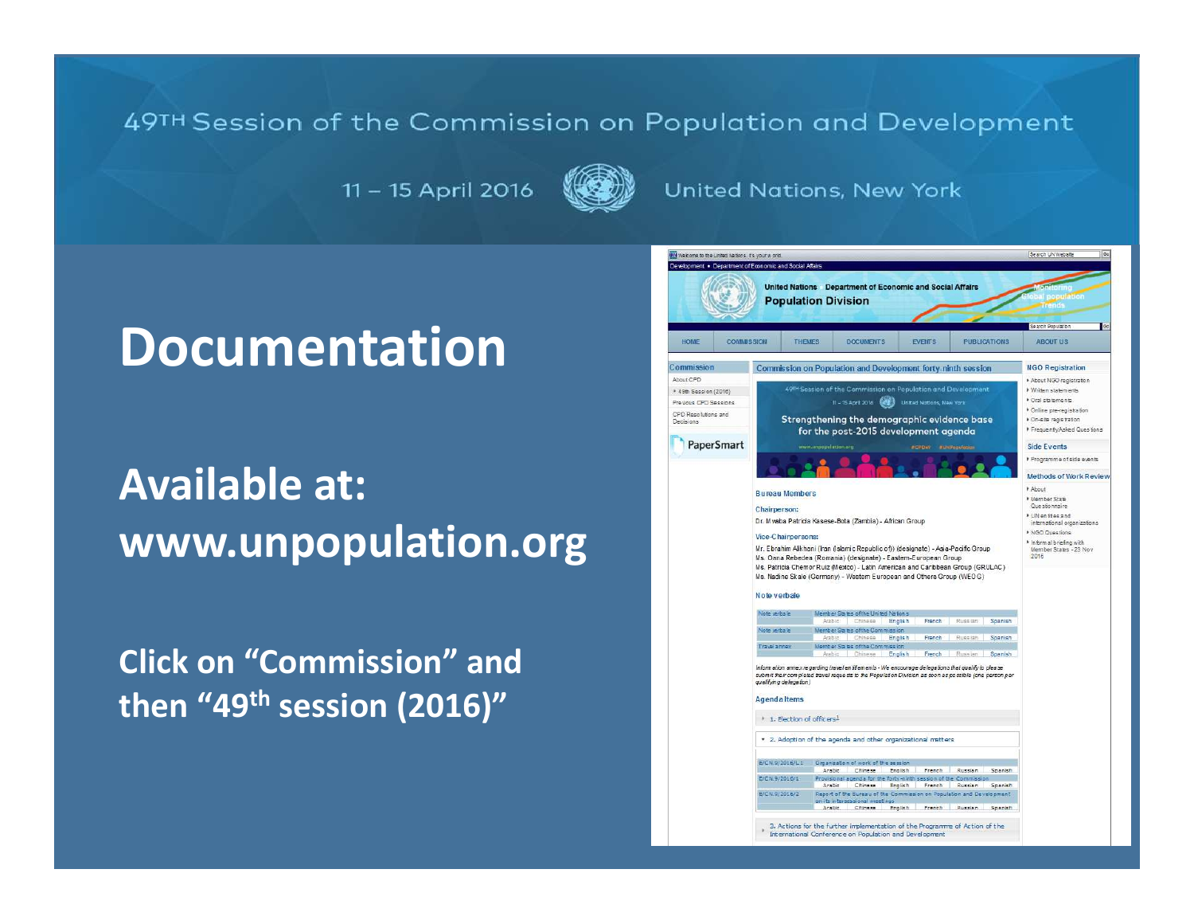49TH Session of the Commission on Population and Development

11 – 15 April 2016 United Nations, New York

# Documentation

## Available at: www.unpopulation.org

**Click on "Commission" and then "49th session (2016)"**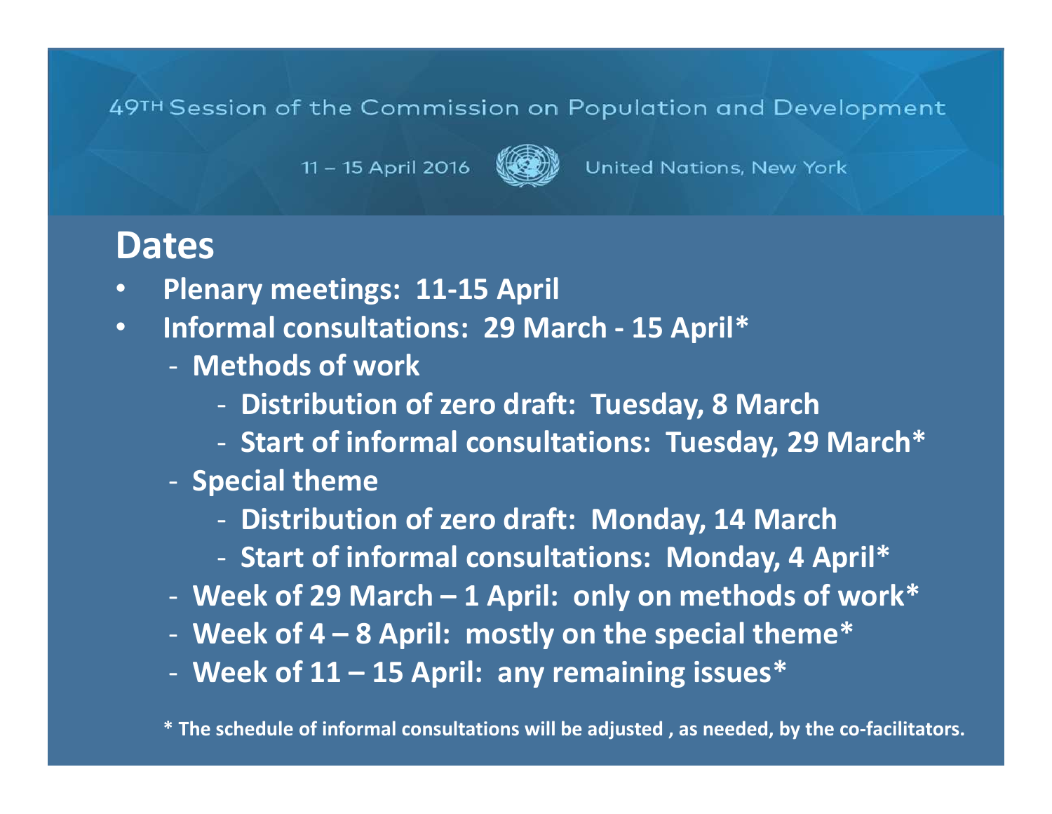49TH Session of the Commission on Population and Development

11 – 15 April 2016 United Nations, New York

## Dates

- **Plenary meetings: 11-15 April**
- **Informal consultations: 29 March - 15 April***
  - **Methods of work**
    - **Distribution of zero draft: Tuesday, 8 March**
    - **Start of informal consultations: Tuesday, 29 March***
  - **Special theme**
    - **Distribution of zero draft: Monday, 14 March**
    - **Start of informal consultations: Monday, 4 April***
  - **Week of 29 March – 1 April: only on methods of work***
  - **Week of 4 – 8 April: mostly on the special theme***
  - **Week of 11 – 15 April: any remaining issues***

**\* The schedule of informal consultations will be adjusted , as needed, by the co-facilitators.**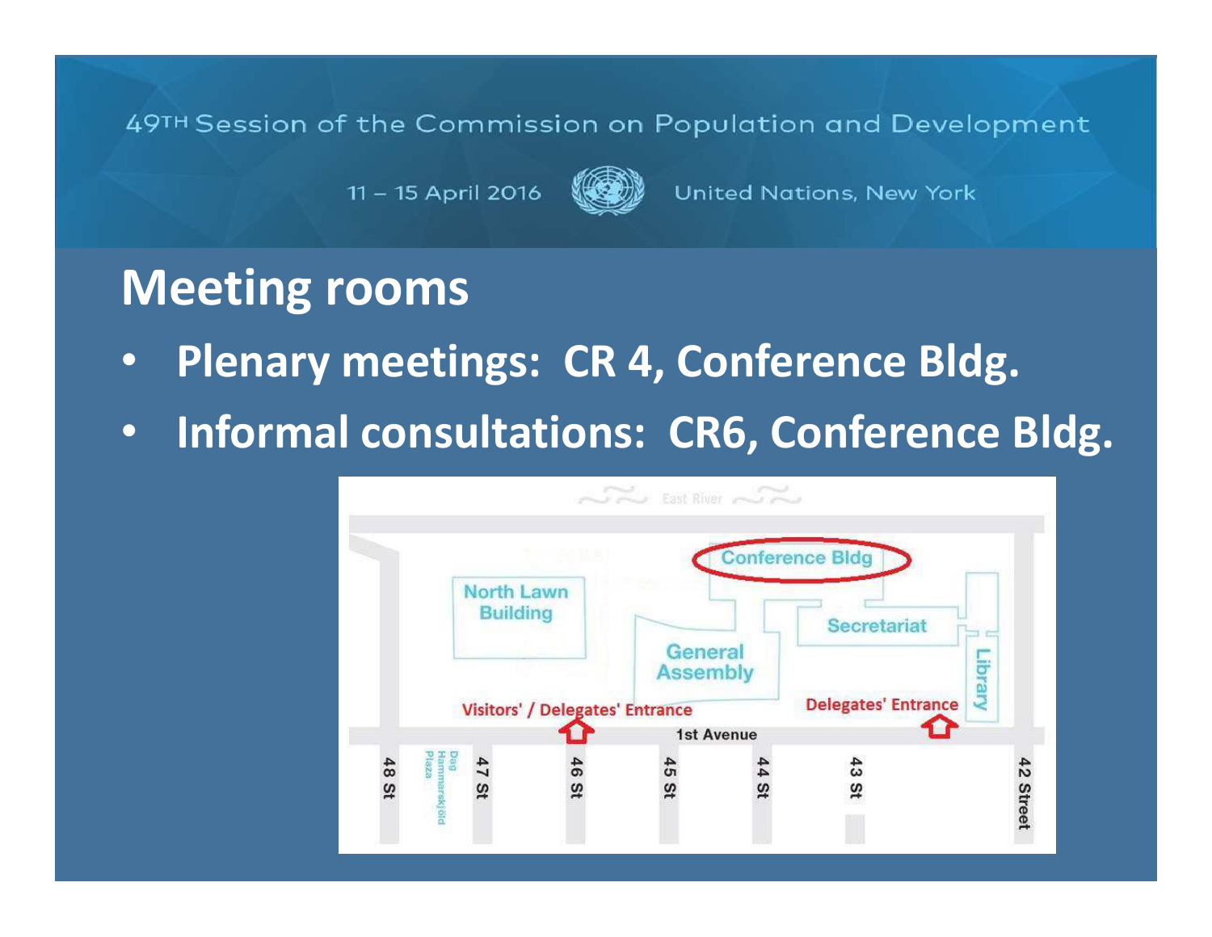## Meeting rooms

- **Plenary meetings: CR 4, Conference Bldg.**
- **Informal consultations: CR6, Conference Bldg.**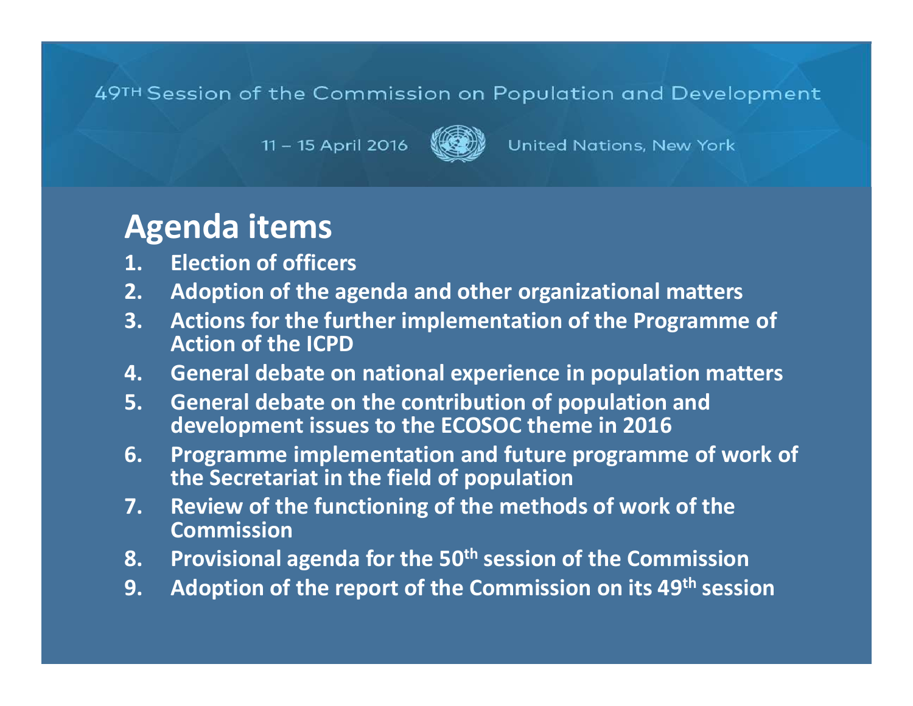49TH Session of the Commission on Population and Development

11 – 15 April 2016 United Nations, New York

# Agenda items

1. **Election of officers**
2. **Adoption of the agenda and other organizational matters**
3. **Actions for the further implementation of the Programme of Action of the ICPD**
4. **General debate on national experience in population matters**
5. **General debate on the contribution of population and development issues to the ECOSOC theme in 2016**
6. **Programme implementation and future programme of work of the Secretariat in the field of population**
7. **Review of the functioning of the methods of work of the Commission**
8. **Provisional agenda for the 50th session of the Commission**
9. **Adoption of the report of the Commission on its 49th session**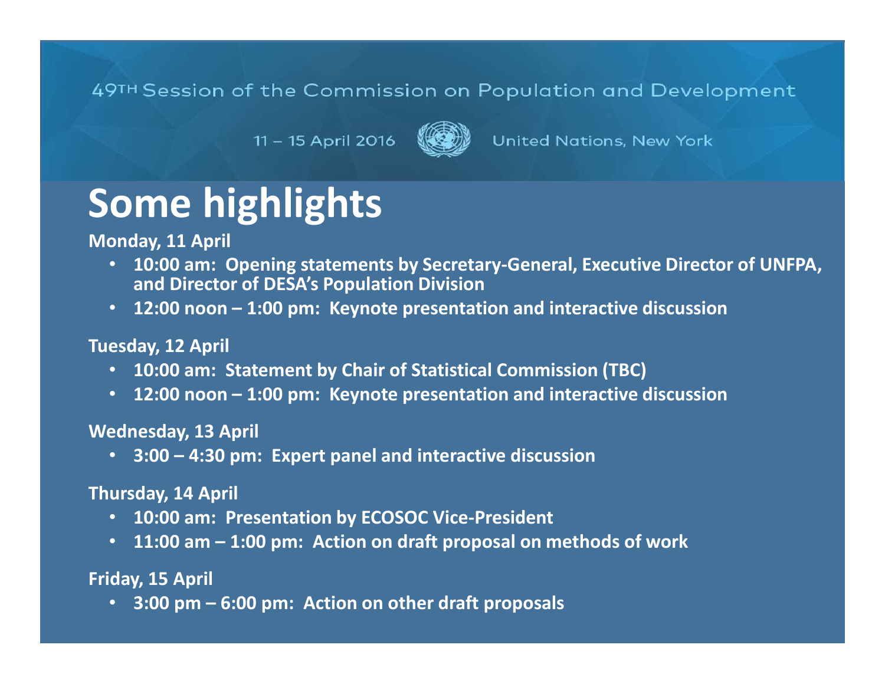49TH Session of the Commission on Population and Development

11 – 15 April 2016 United Nations, New York

# Some highlights

**Monday, 11 April**

- **10:00 am: Opening statements by Secretary-General, Executive Director of UNFPA, and Director of DESA's Population Division**
- **12:00 noon – 1:00 pm: Keynote presentation and interactive discussion**

**Tuesday, 12 April**

- **10:00 am: Statement by Chair of Statistical Commission (TBC)**
- **12:00 noon – 1:00 pm: Keynote presentation and interactive discussion**

**Wednesday, 13 April**

- **3:00 – 4:30 pm: Expert panel and interactive discussion**

**Thursday, 14 April**

- **10:00 am: Presentation by ECOSOC Vice-President**
- **11:00 am – 1:00 pm: Action on draft proposal on methods of work**

**Friday, 15 April**

- **3:00 pm – 6:00 pm: Action on other draft proposals**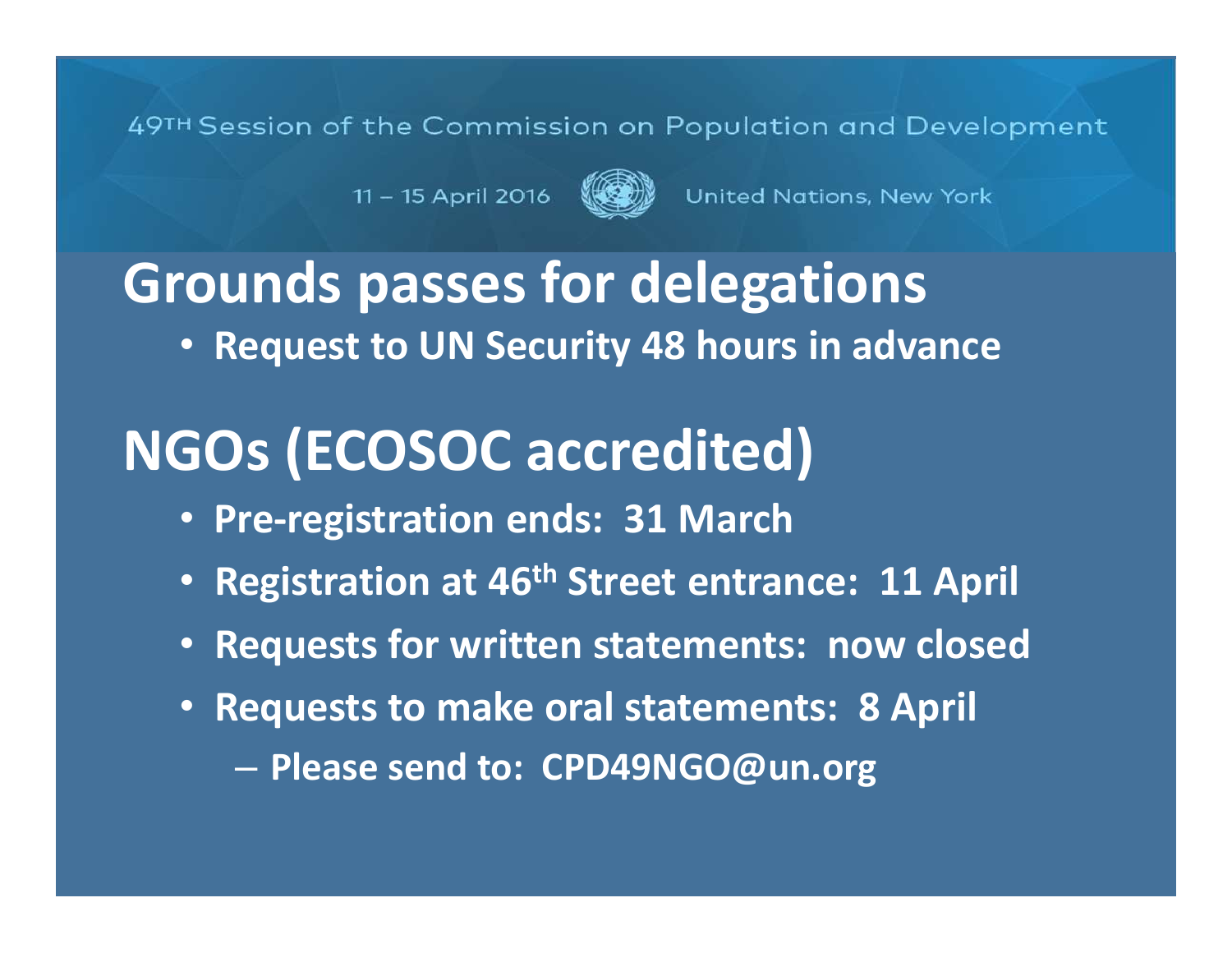49TH Session of the Commission on Population and Development

11 – 15 April 2016 United Nations, New York

# Grounds passes for delegations

- **Request to UN Security 48 hours in advance**

# NGOs (ECOSOC accredited)

- **Pre-registration ends: 31 March**
- **Registration at 46th Street entrance: 11 April**
- **Requests for written statements: now closed**
- **Requests to make oral statements: 8 April**
  - **Please send to: CPD49NGO@un.org**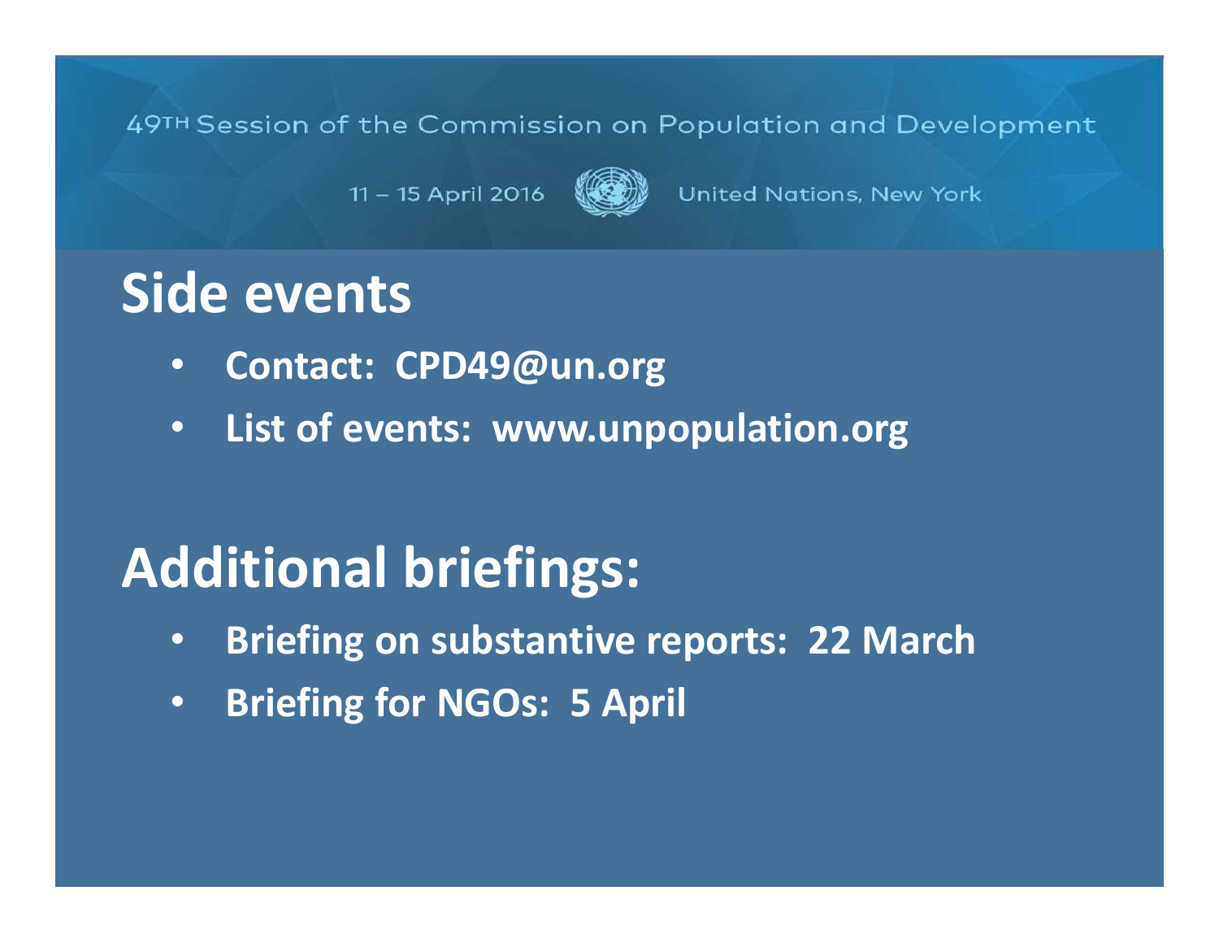49TH Session of the Commission on Population and Development

11 – 15 April 2016 United Nations, New York

# Side events

- **Contact: CPD49@un.org**
- **List of events: www.unpopulation.org**

# Additional briefings:

- **Briefing on substantive reports: 22 March**
- **Briefing for NGOs: 5 April**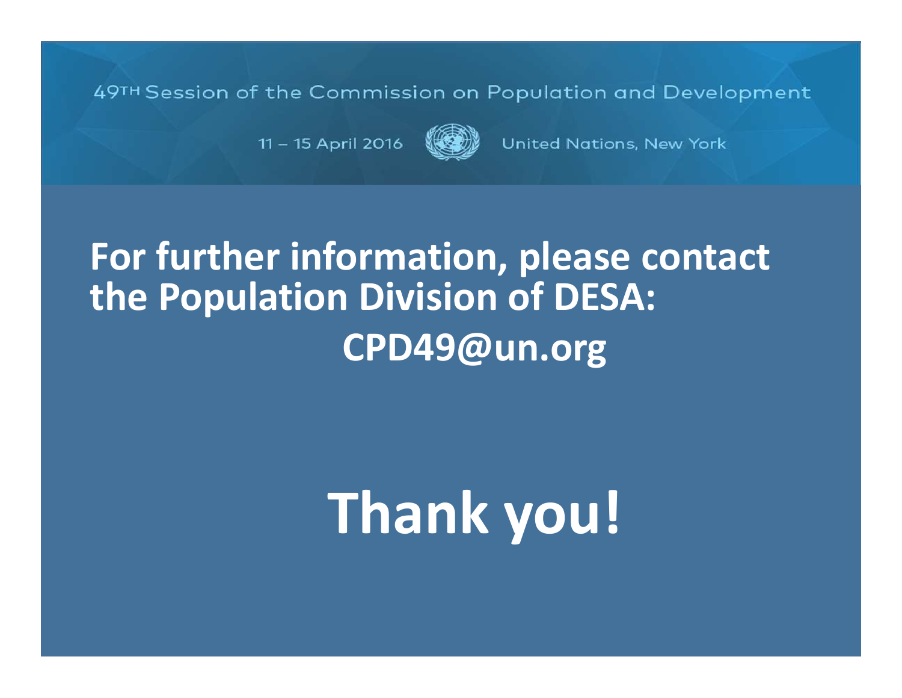49TH Session of the Commission on Population and Development

11 – 15 April 2016 United Nations, New York

**For further information, please contact the Population Division of DESA:**

**CPD49@un.org**

# Thank you!